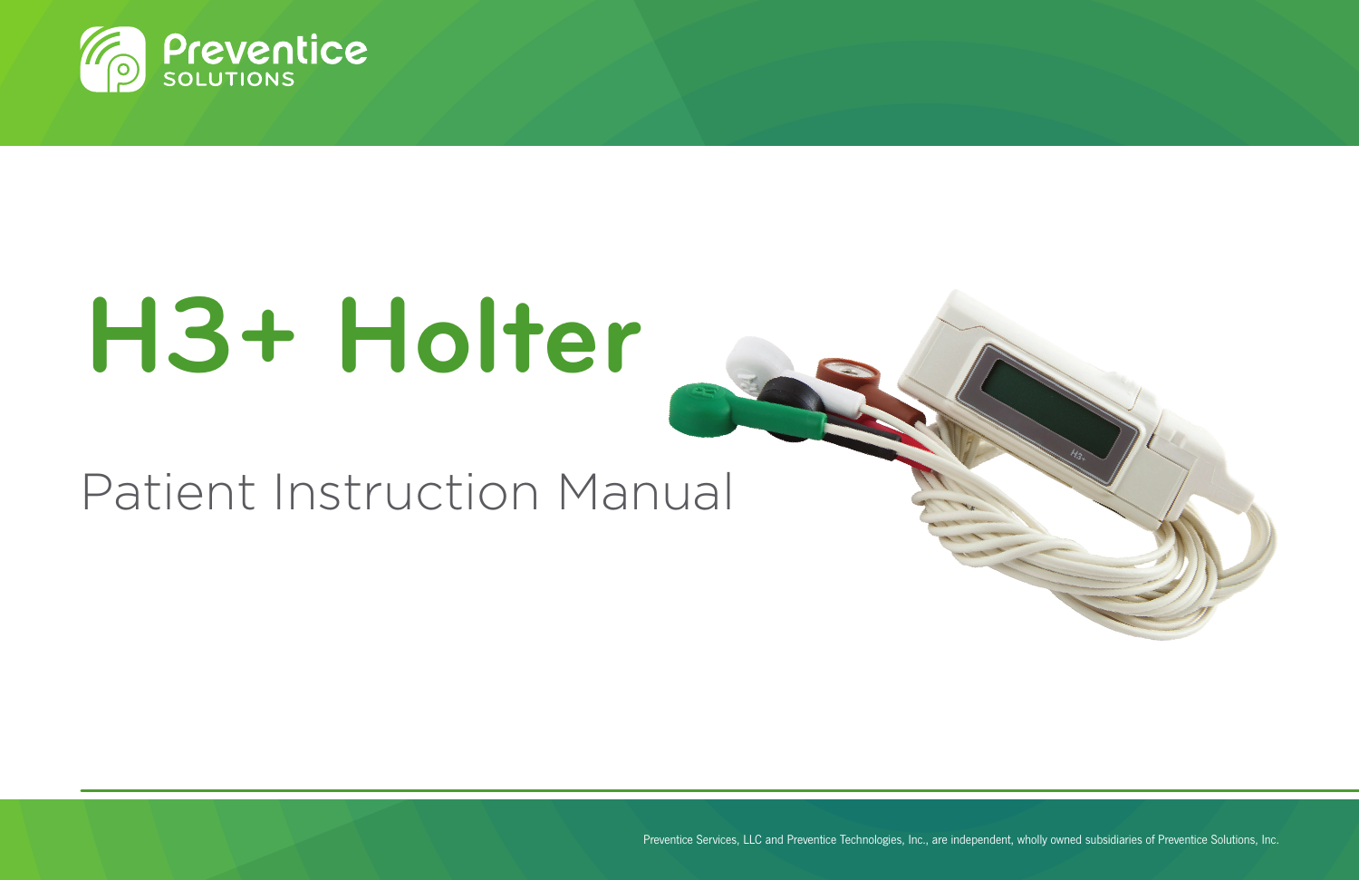Preventice SOLUTIONS

# H3+ Holter

## Patient Instruction Manual

Preventice Services, LLC and Preventice Technologies, Inc., are independent, wholly owned subsidiaries of Preventice Solutions, Inc.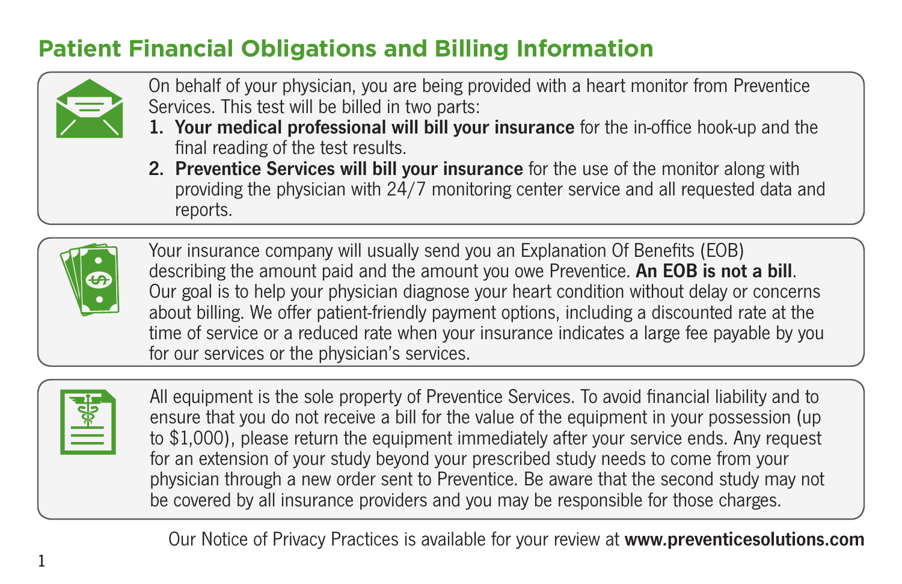## Patient Financial Obligations and Billing Information

On behalf of your physician, you are being provided with a heart monitor from Preventice Services. This test will be billed in two parts:

1. **Your medical professional will bill your insurance** for the in-office hook-up and the final reading of the test results.
2. **Preventice Services will bill your insurance** for the use of the monitor along with providing the physician with 24/7 monitoring center service and all requested data and reports.

Your insurance company will usually send you an Explanation Of Benefits (EOB) describing the amount paid and the amount you owe Preventice. **An EOB is not a bill**. Our goal is to help your physician diagnose your heart condition without delay or concerns about billing. We offer patient-friendly payment options, including a discounted rate at the time of service or a reduced rate when your insurance indicates a large fee payable by you for our services or the physician's services.

All equipment is the sole property of Preventice Services. To avoid financial liability and to ensure that you do not receive a bill for the value of the equipment in your possession (up to $1,000), please return the equipment immediately after your service ends. Any request for an extension of your study beyond your prescribed study needs to come from your physician through a new order sent to Preventice. Be aware that the second study may not be covered by all insurance providers and you may be responsible for those charges.

Our Notice of Privacy Practices is available for your review at **www.preventicesolutions.com**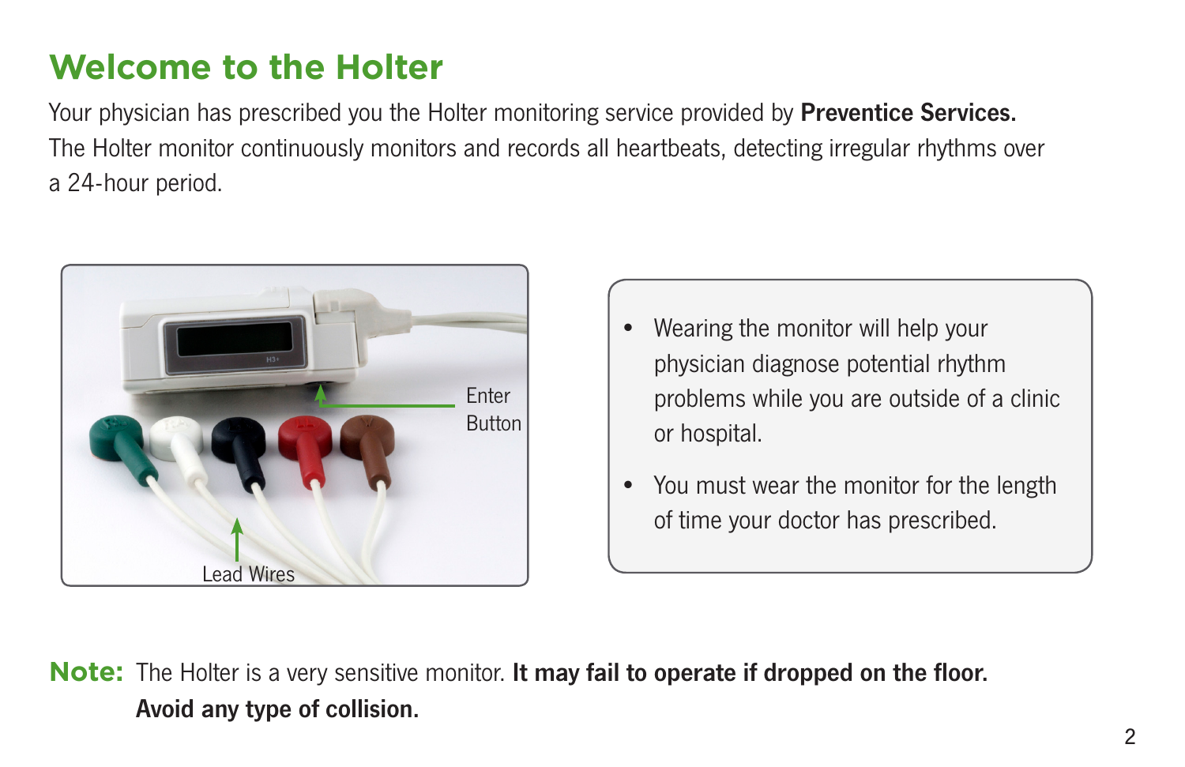# Welcome to the Holter

Your physician has prescribed you the Holter monitoring service provided by **Preventice Services.** The Holter monitor continuously monitors and records all heartbeats, detecting irregular rhythms over a 24-hour period.

Enter Button

Lead Wires

- Wearing the monitor will help your physician diagnose potential rhythm problems while you are outside of a clinic or hospital.
- You must wear the monitor for the length of time your doctor has prescribed.

**Note:** The Holter is a very sensitive monitor. **It may fail to operate if dropped on the floor. Avoid any type of collision.**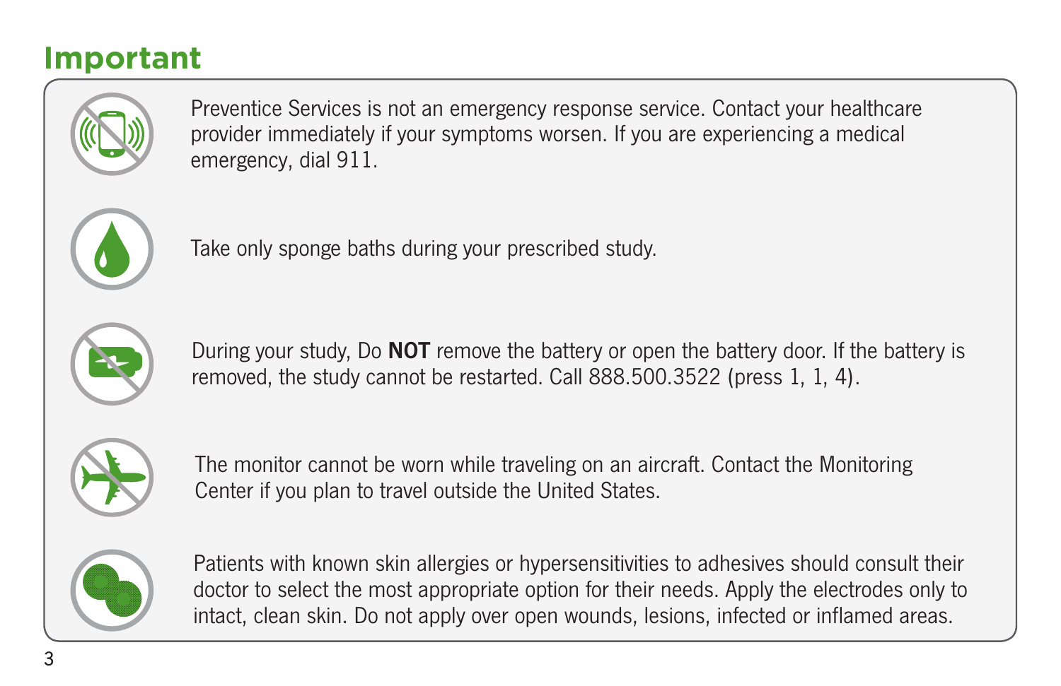## Important

Preventice Services is not an emergency response service. Contact your healthcare provider immediately if your symptoms worsen. If you are experiencing a medical emergency, dial 911.

Take only sponge baths during your prescribed study.

During your study, Do **NOT** remove the battery or open the battery door. If the battery is removed, the study cannot be restarted. Call 888.500.3522 (press 1, 1, 4).

The monitor cannot be worn while traveling on an aircraft. Contact the Monitoring Center if you plan to travel outside the United States.

Patients with known skin allergies or hypersensitivities to adhesives should consult their doctor to select the most appropriate option for their needs. Apply the electrodes only to intact, clean skin. Do not apply over open wounds, lesions, infected or inflamed areas.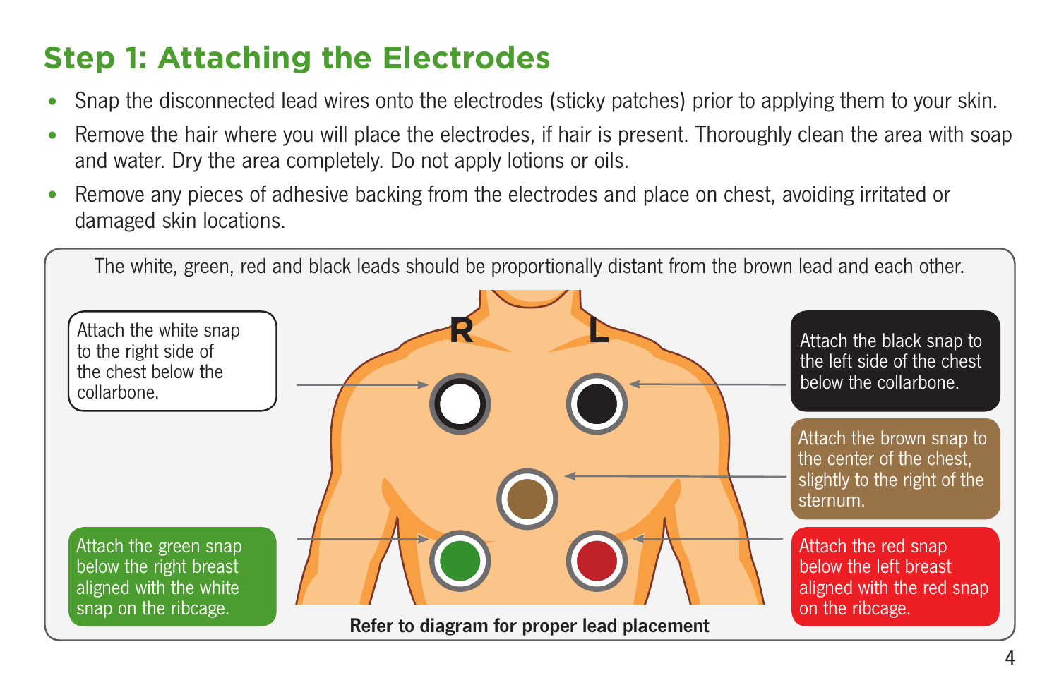## Step 1: Attaching the Electrodes

- Snap the disconnected lead wires onto the electrodes (sticky patches) prior to applying them to your skin.
- Remove the hair where you will place the electrodes, if hair is present. Thoroughly clean the area with soap and water. Dry the area completely. Do not apply lotions or oils.
- Remove any pieces of adhesive backing from the electrodes and place on chest, avoiding irritated or damaged skin locations.

The white, green, red and black leads should be proportionally distant from the brown lead and each other.

Attach the white snap to the right side of the chest below the collarbone.

Attach the black snap to the left side of the chest below the collarbone.

Attach the brown snap to the center of the chest, slightly to the right of the sternum.

Attach the green snap below the right breast aligned with the white snap on the ribcage.

Attach the red snap below the left breast aligned with the red snap on the ribcage.

**Refer to diagram for proper lead placement**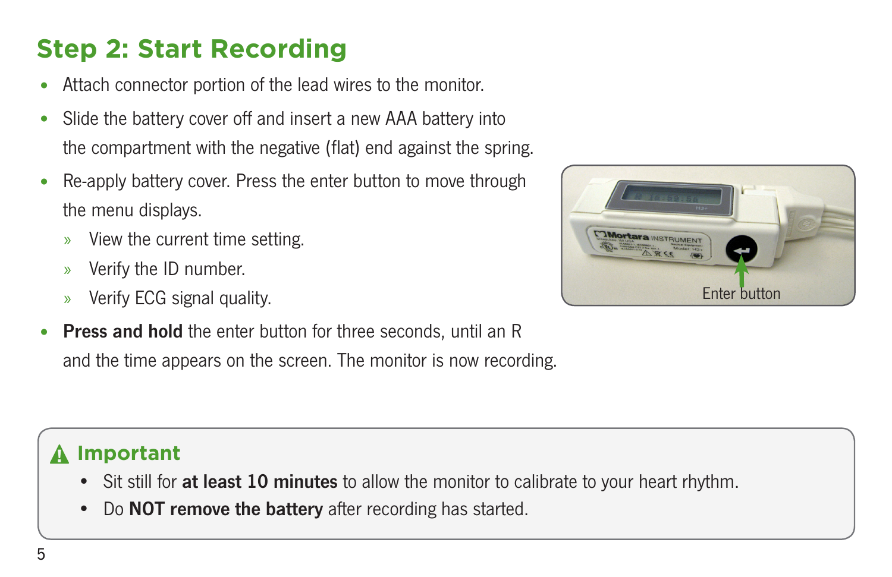## Step 2: Start Recording

- Attach connector portion of the lead wires to the monitor.
- Slide the battery cover off and insert a new AAA battery into the compartment with the negative (flat) end against the spring.
- Re-apply battery cover. Press the enter button to move through the menu displays.
  - View the current time setting.
  - Verify the ID number.
  - Verify ECG signal quality.
- **Press and hold** the enter button for three seconds, until an R and the time appears on the screen. The monitor is now recording.

Enter button

### Important

- Sit still for **at least 10 minutes** to allow the monitor to calibrate to your heart rhythm.
- Do **NOT remove the battery** after recording has started.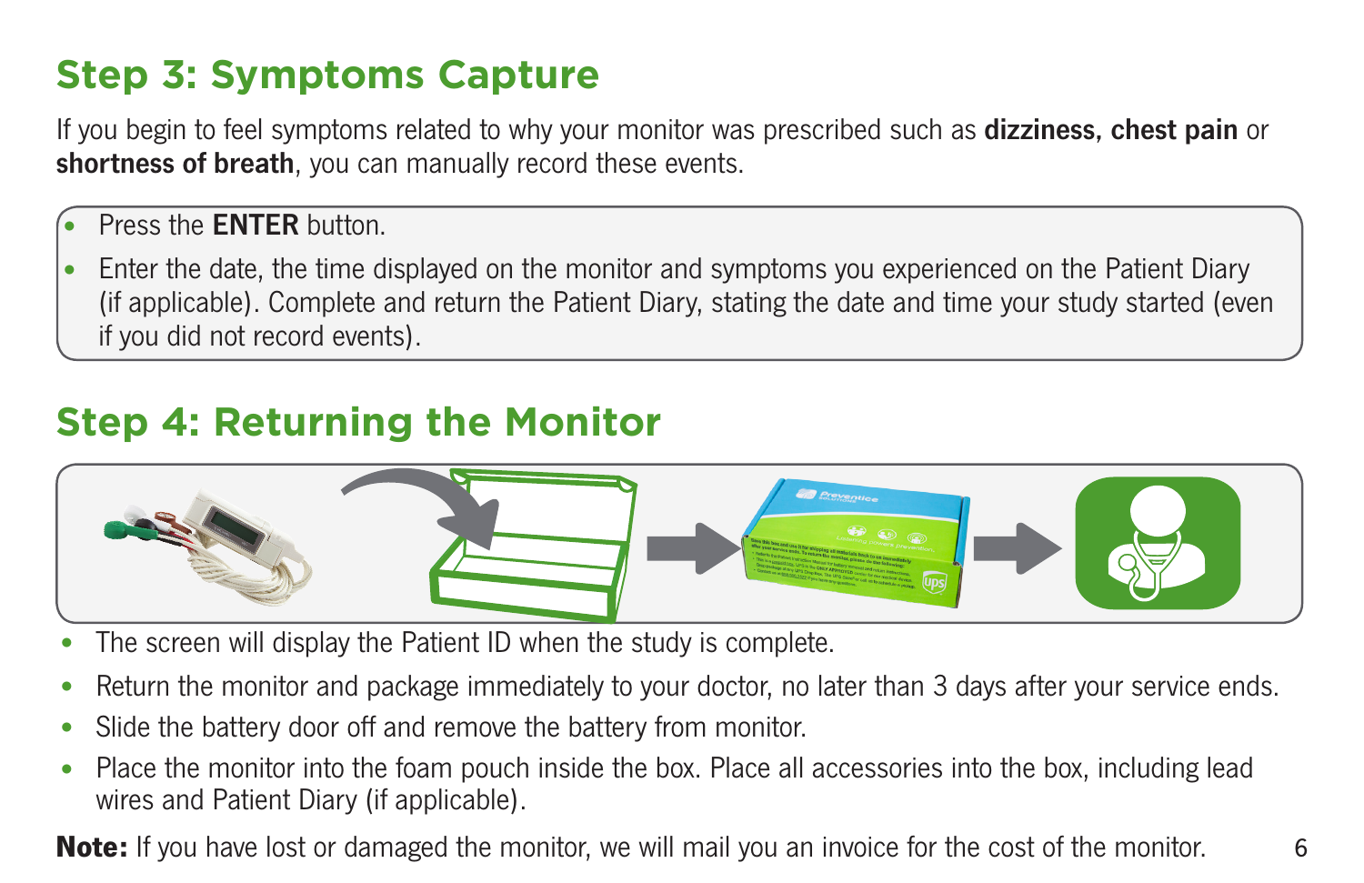## Step 3: Symptoms Capture

If you begin to feel symptoms related to why your monitor was prescribed such as **dizziness, chest pain** or **shortness of breath**, you can manually record these events.

- Press the **ENTER** button.
- Enter the date, the time displayed on the monitor and symptoms you experienced on the Patient Diary (if applicable). Complete and return the Patient Diary, stating the date and time your study started (even if you did not record events).

## Step 4: Returning the Monitor

- The screen will display the Patient ID when the study is complete.
- Return the monitor and package immediately to your doctor, no later than 3 days after your service ends.
- Slide the battery door off and remove the battery from monitor.
- Place the monitor into the foam pouch inside the box. Place all accessories into the box, including lead wires and Patient Diary (if applicable).

**Note:** If you have lost or damaged the monitor, we will mail you an invoice for the cost of the monitor.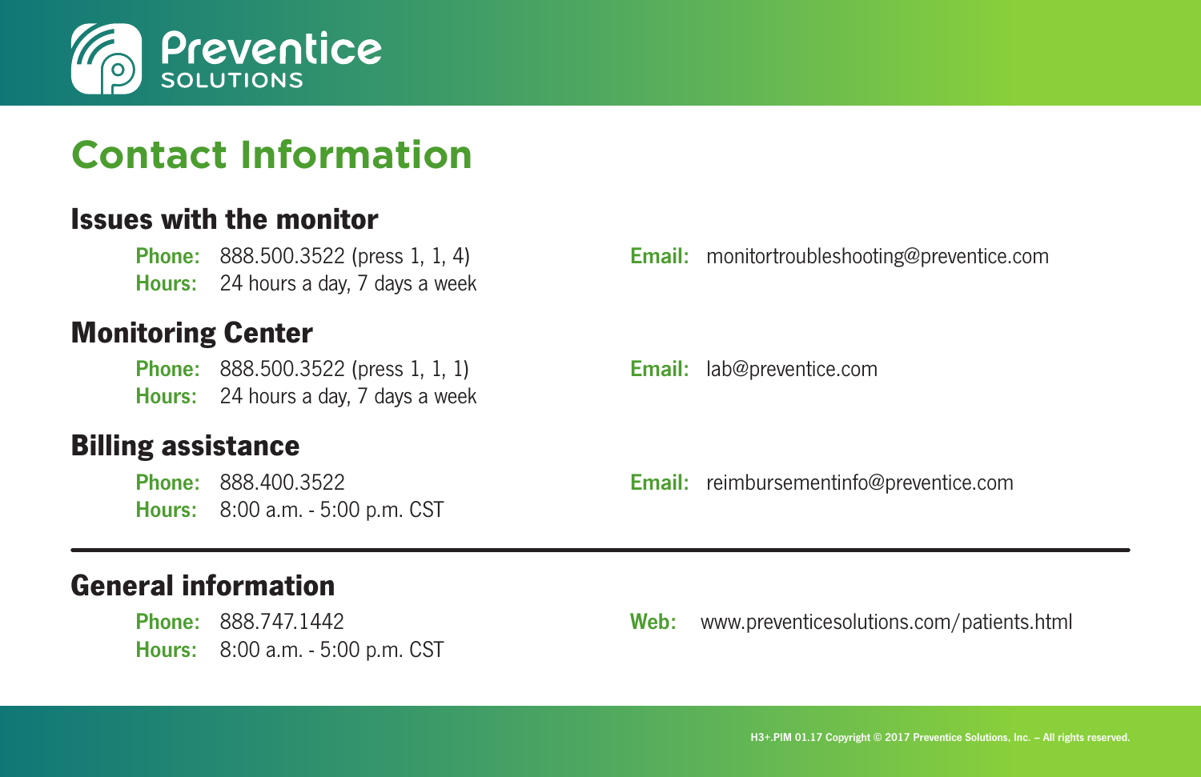Preventice SOLUTIONS

# Contact Information

## Issues with the monitor

**Phone:** 888.500.3522 (press 1, 1, 4)
**Hours:** 24 hours a day, 7 days a week
**Email:** monitortroubleshooting@preventice.com

## Monitoring Center

**Phone:** 888.500.3522 (press 1, 1, 1)
**Hours:** 24 hours a day, 7 days a week
**Email:** lab@preventice.com

## Billing assistance

**Phone:** 888.400.3522
**Hours:** 8:00 a.m. - 5:00 p.m. CST
**Email:** reimbursementinfo@preventice.com

---

## General information

**Phone:** 888.747.1442
**Hours:** 8:00 a.m. - 5:00 p.m. CST
**Web:** www.preventicesolutions.com/patients.html

H3+.PIM 01.17 Copyright © 2017 Preventice Solutions, Inc. – All rights reserved.